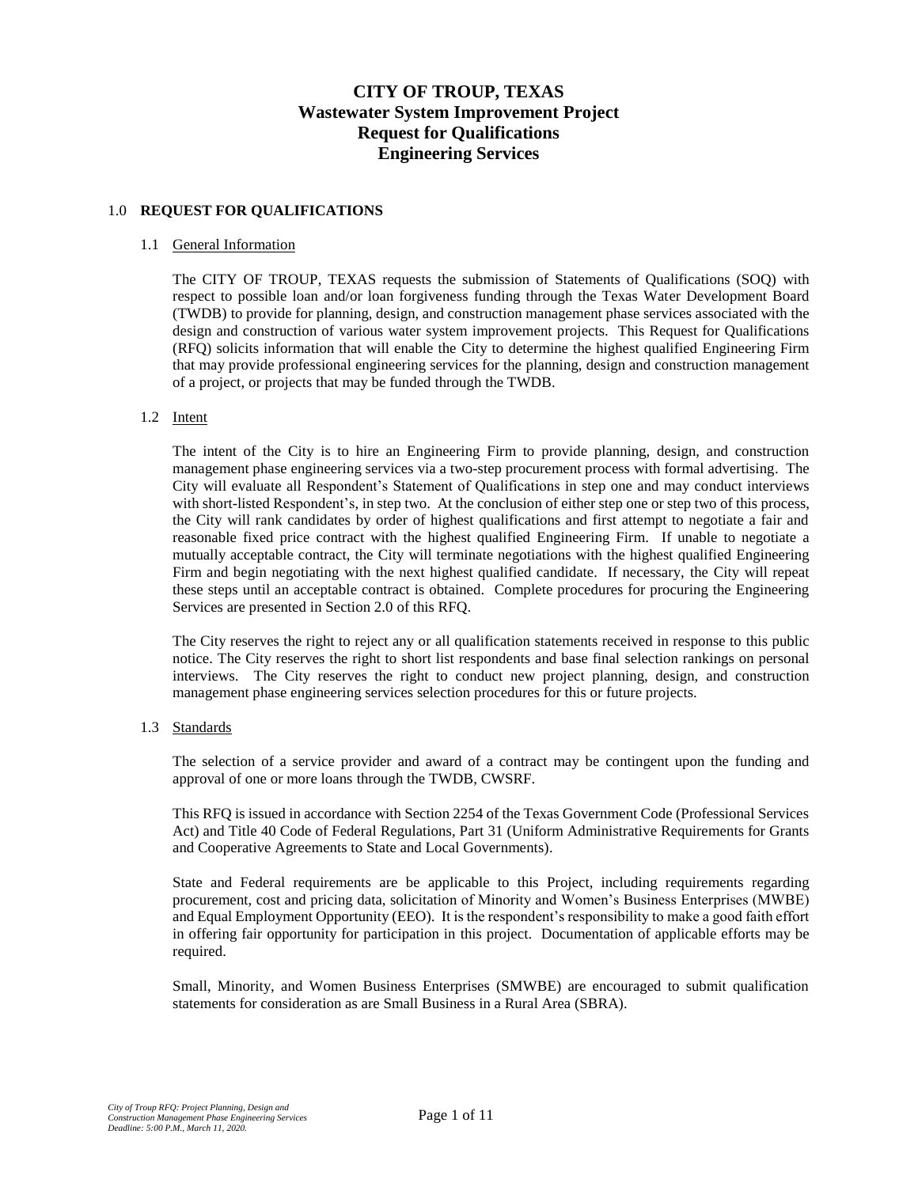# CITY OF TROUP, TEXAS
## Wastewater System Improvement Project
## Request for Qualifications
## Engineering Services

### 1.0 REQUEST FOR QUALIFICATIONS

#### 1.1 General Information

The CITY OF TROUP, TEXAS requests the submission of Statements of Qualifications (SOQ) with respect to possible loan and/or loan forgiveness funding through the Texas Water Development Board (TWDB) to provide for planning, design, and construction management phase services associated with the design and construction of various water system improvement projects. This Request for Qualifications (RFQ) solicits information that will enable the City to determine the highest qualified Engineering Firm that may provide professional engineering services for the planning, design and construction management of a project, or projects that may be funded through the TWDB.

#### 1.2 Intent

The intent of the City is to hire an Engineering Firm to provide planning, design, and construction management phase engineering services via a two-step procurement process with formal advertising. The City will evaluate all Respondent's Statement of Qualifications in step one and may conduct interviews with short-listed Respondent's, in step two. At the conclusion of either step one or step two of this process, the City will rank candidates by order of highest qualifications and first attempt to negotiate a fair and reasonable fixed price contract with the highest qualified Engineering Firm. If unable to negotiate a mutually acceptable contract, the City will terminate negotiations with the highest qualified Engineering Firm and begin negotiating with the next highest qualified candidate. If necessary, the City will repeat these steps until an acceptable contract is obtained. Complete procedures for procuring the Engineering Services are presented in Section 2.0 of this RFQ.

The City reserves the right to reject any or all qualification statements received in response to this public notice. The City reserves the right to short list respondents and base final selection rankings on personal interviews. The City reserves the right to conduct new project planning, design, and construction management phase engineering services selection procedures for this or future projects.

#### 1.3 Standards

The selection of a service provider and award of a contract may be contingent upon the funding and approval of one or more loans through the TWDB, CWSRF.

This RFQ is issued in accordance with Section 2254 of the Texas Government Code (Professional Services Act) and Title 40 Code of Federal Regulations, Part 31 (Uniform Administrative Requirements for Grants and Cooperative Agreements to State and Local Governments).

State and Federal requirements are be applicable to this Project, including requirements regarding procurement, cost and pricing data, solicitation of Minority and Women's Business Enterprises (MWBE) and Equal Employment Opportunity (EEO). It is the respondent's responsibility to make a good faith effort in offering fair opportunity for participation in this project. Documentation of applicable efforts may be required.

Small, Minority, and Women Business Enterprises (SMWBE) are encouraged to submit qualification statements for consideration as are Small Business in a Rural Area (SBRA).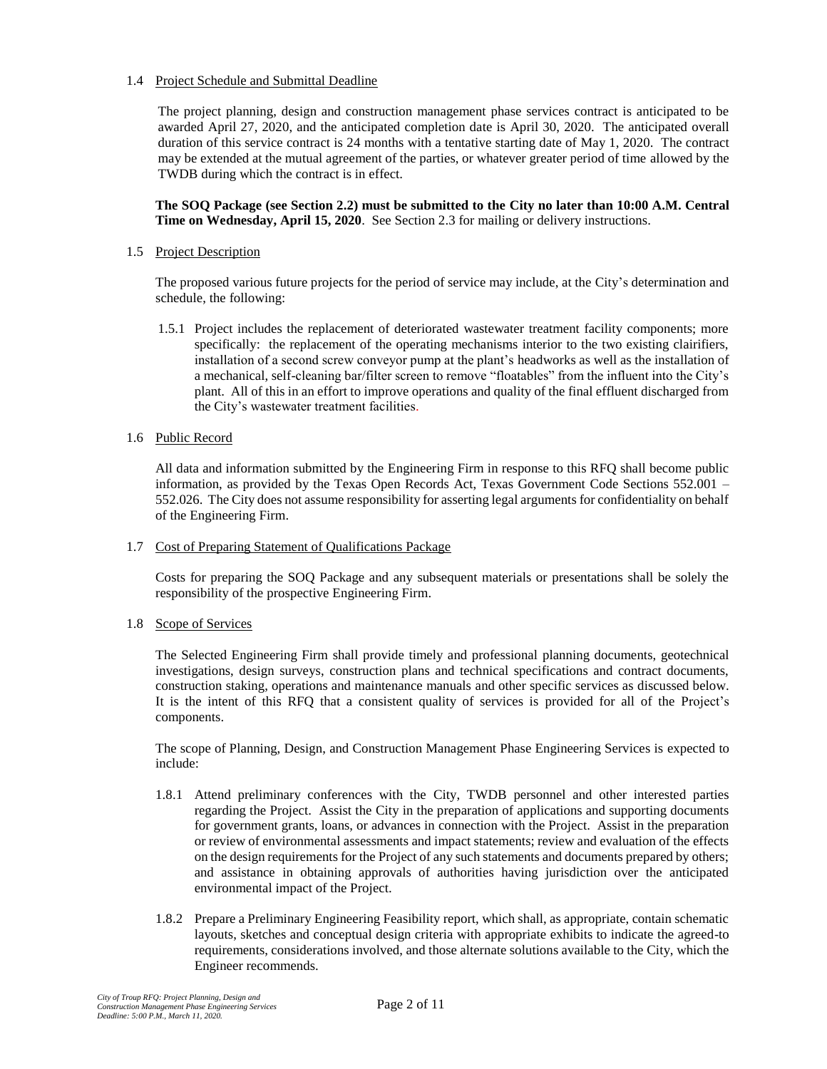### 1.4 Project Schedule and Submittal Deadline

The project planning, design and construction management phase services contract is anticipated to be awarded April 27, 2020, and the anticipated completion date is April 30, 2020. The anticipated overall duration of this service contract is 24 months with a tentative starting date of May 1, 2020. The contract may be extended at the mutual agreement of the parties, or whatever greater period of time allowed by the TWDB during which the contract is in effect.

**The SOQ Package (see Section 2.2) must be submitted to the City no later than 10:00 A.M. Central Time on Wednesday, April 15, 2020**. See Section 2.3 for mailing or delivery instructions.

### 1.5 Project Description

The proposed various future projects for the period of service may include, at the City's determination and schedule, the following:

1.5.1 Project includes the replacement of deteriorated wastewater treatment facility components; more specifically: the replacement of the operating mechanisms interior to the two existing clairifiers, installation of a second screw conveyor pump at the plant's headworks as well as the installation of a mechanical, self-cleaning bar/filter screen to remove "floatables" from the influent into the City's plant. All of this in an effort to improve operations and quality of the final effluent discharged from the City's wastewater treatment facilities.

### 1.6 Public Record

All data and information submitted by the Engineering Firm in response to this RFQ shall become public information, as provided by the Texas Open Records Act, Texas Government Code Sections 552.001 – 552.026. The City does not assume responsibility for asserting legal arguments for confidentiality on behalf of the Engineering Firm.

### 1.7 Cost of Preparing Statement of Qualifications Package

Costs for preparing the SOQ Package and any subsequent materials or presentations shall be solely the responsibility of the prospective Engineering Firm.

### 1.8 Scope of Services

The Selected Engineering Firm shall provide timely and professional planning documents, geotechnical investigations, design surveys, construction plans and technical specifications and contract documents, construction staking, operations and maintenance manuals and other specific services as discussed below. It is the intent of this RFQ that a consistent quality of services is provided for all of the Project's components.

The scope of Planning, Design, and Construction Management Phase Engineering Services is expected to include:

1.8.1 Attend preliminary conferences with the City, TWDB personnel and other interested parties regarding the Project. Assist the City in the preparation of applications and supporting documents for government grants, loans, or advances in connection with the Project. Assist in the preparation or review of environmental assessments and impact statements; review and evaluation of the effects on the design requirements for the Project of any such statements and documents prepared by others; and assistance in obtaining approvals of authorities having jurisdiction over the anticipated environmental impact of the Project.

1.8.2 Prepare a Preliminary Engineering Feasibility report, which shall, as appropriate, contain schematic layouts, sketches and conceptual design criteria with appropriate exhibits to indicate the agreed-to requirements, considerations involved, and those alternate solutions available to the City, which the Engineer recommends.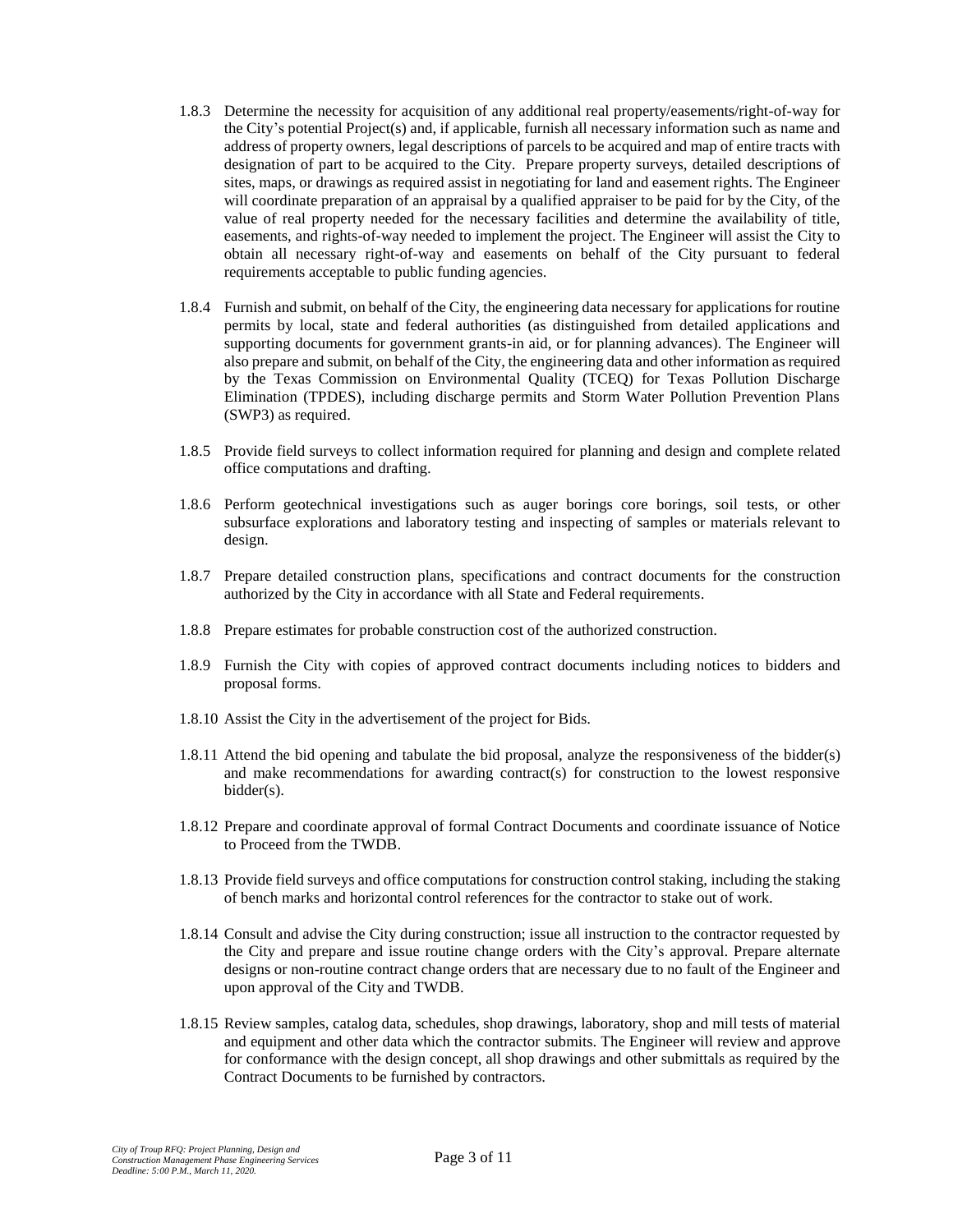1.8.3 Determine the necessity for acquisition of any additional real property/easements/right-of-way for the City's potential Project(s) and, if applicable, furnish all necessary information such as name and address of property owners, legal descriptions of parcels to be acquired and map of entire tracts with designation of part to be acquired to the City. Prepare property surveys, detailed descriptions of sites, maps, or drawings as required assist in negotiating for land and easement rights. The Engineer will coordinate preparation of an appraisal by a qualified appraiser to be paid for by the City, of the value of real property needed for the necessary facilities and determine the availability of title, easements, and rights-of-way needed to implement the project. The Engineer will assist the City to obtain all necessary right-of-way and easements on behalf of the City pursuant to federal requirements acceptable to public funding agencies.

1.8.4 Furnish and submit, on behalf of the City, the engineering data necessary for applications for routine permits by local, state and federal authorities (as distinguished from detailed applications and supporting documents for government grants-in aid, or for planning advances). The Engineer will also prepare and submit, on behalf of the City, the engineering data and other information as required by the Texas Commission on Environmental Quality (TCEQ) for Texas Pollution Discharge Elimination (TPDES), including discharge permits and Storm Water Pollution Prevention Plans (SWP3) as required.

1.8.5 Provide field surveys to collect information required for planning and design and complete related office computations and drafting.

1.8.6 Perform geotechnical investigations such as auger borings core borings, soil tests, or other subsurface explorations and laboratory testing and inspecting of samples or materials relevant to design.

1.8.7 Prepare detailed construction plans, specifications and contract documents for the construction authorized by the City in accordance with all State and Federal requirements.

1.8.8 Prepare estimates for probable construction cost of the authorized construction.

1.8.9 Furnish the City with copies of approved contract documents including notices to bidders and proposal forms.

1.8.10 Assist the City in the advertisement of the project for Bids.

1.8.11 Attend the bid opening and tabulate the bid proposal, analyze the responsiveness of the bidder(s) and make recommendations for awarding contract(s) for construction to the lowest responsive bidder(s).

1.8.12 Prepare and coordinate approval of formal Contract Documents and coordinate issuance of Notice to Proceed from the TWDB.

1.8.13 Provide field surveys and office computations for construction control staking, including the staking of bench marks and horizontal control references for the contractor to stake out of work.

1.8.14 Consult and advise the City during construction; issue all instruction to the contractor requested by the City and prepare and issue routine change orders with the City's approval. Prepare alternate designs or non-routine contract change orders that are necessary due to no fault of the Engineer and upon approval of the City and TWDB.

1.8.15 Review samples, catalog data, schedules, shop drawings, laboratory, shop and mill tests of material and equipment and other data which the contractor submits. The Engineer will review and approve for conformance with the design concept, all shop drawings and other submittals as required by the Contract Documents to be furnished by contractors.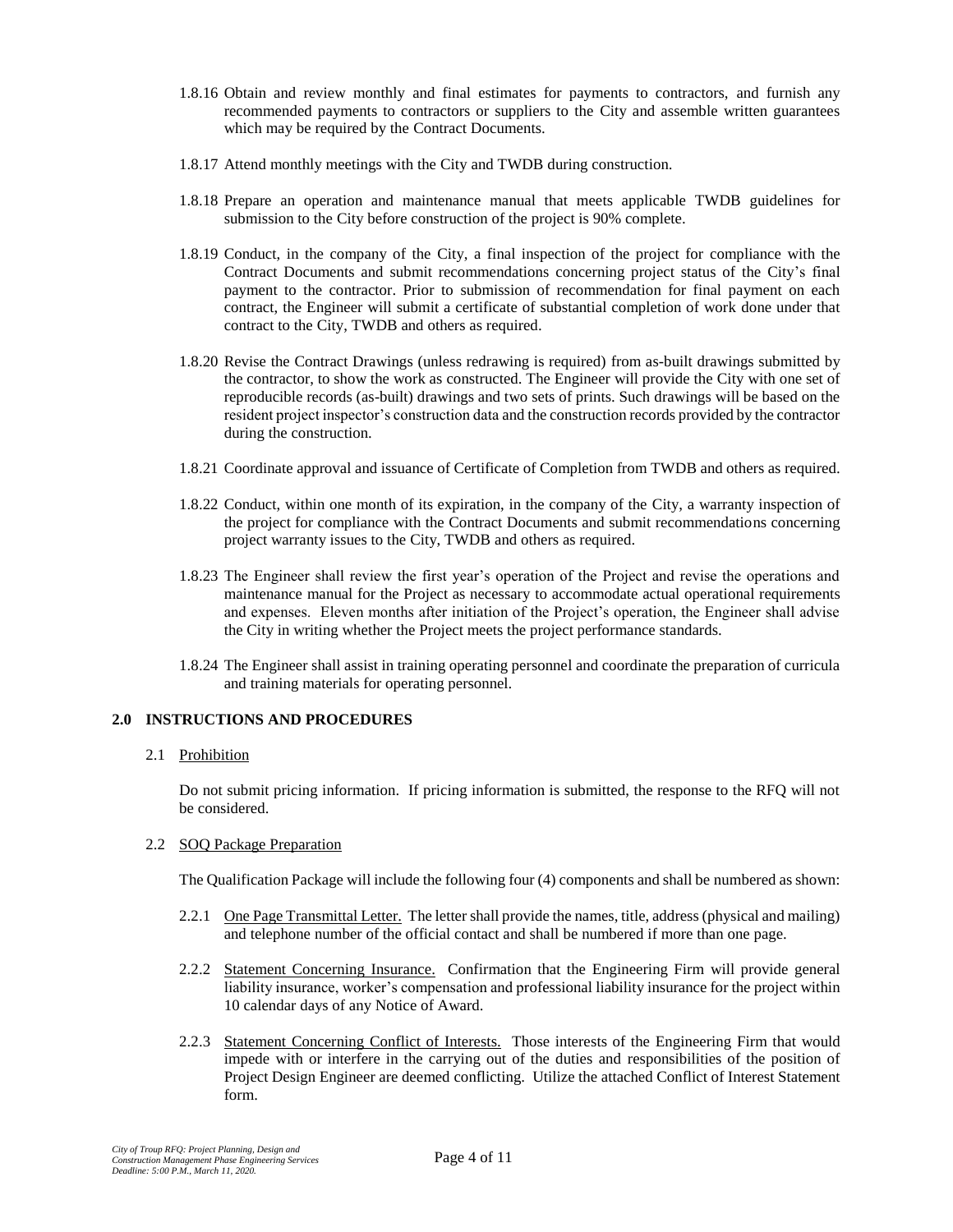1.8.16 Obtain and review monthly and final estimates for payments to contractors, and furnish any recommended payments to contractors or suppliers to the City and assemble written guarantees which may be required by the Contract Documents.

1.8.17 Attend monthly meetings with the City and TWDB during construction.

1.8.18 Prepare an operation and maintenance manual that meets applicable TWDB guidelines for submission to the City before construction of the project is 90% complete.

1.8.19 Conduct, in the company of the City, a final inspection of the project for compliance with the Contract Documents and submit recommendations concerning project status of the City's final payment to the contractor. Prior to submission of recommendation for final payment on each contract, the Engineer will submit a certificate of substantial completion of work done under that contract to the City, TWDB and others as required.

1.8.20 Revise the Contract Drawings (unless redrawing is required) from as-built drawings submitted by the contractor, to show the work as constructed. The Engineer will provide the City with one set of reproducible records (as-built) drawings and two sets of prints. Such drawings will be based on the resident project inspector's construction data and the construction records provided by the contractor during the construction.

1.8.21 Coordinate approval and issuance of Certificate of Completion from TWDB and others as required.

1.8.22 Conduct, within one month of its expiration, in the company of the City, a warranty inspection of the project for compliance with the Contract Documents and submit recommendations concerning project warranty issues to the City, TWDB and others as required.

1.8.23 The Engineer shall review the first year's operation of the Project and revise the operations and maintenance manual for the Project as necessary to accommodate actual operational requirements and expenses. Eleven months after initiation of the Project's operation, the Engineer shall advise the City in writing whether the Project meets the project performance standards.

1.8.24 The Engineer shall assist in training operating personnel and coordinate the preparation of curricula and training materials for operating personnel.

## 2.0 INSTRUCTIONS AND PROCEDURES

### 2.1 Prohibition

Do not submit pricing information. If pricing information is submitted, the response to the RFQ will not be considered.

### 2.2 SOQ Package Preparation

The Qualification Package will include the following four (4) components and shall be numbered as shown:

2.2.1 One Page Transmittal Letter. The letter shall provide the names, title, address (physical and mailing) and telephone number of the official contact and shall be numbered if more than one page.

2.2.2 Statement Concerning Insurance. Confirmation that the Engineering Firm will provide general liability insurance, worker's compensation and professional liability insurance for the project within 10 calendar days of any Notice of Award.

2.2.3 Statement Concerning Conflict of Interests. Those interests of the Engineering Firm that would impede with or interfere in the carrying out of the duties and responsibilities of the position of Project Design Engineer are deemed conflicting. Utilize the attached Conflict of Interest Statement form.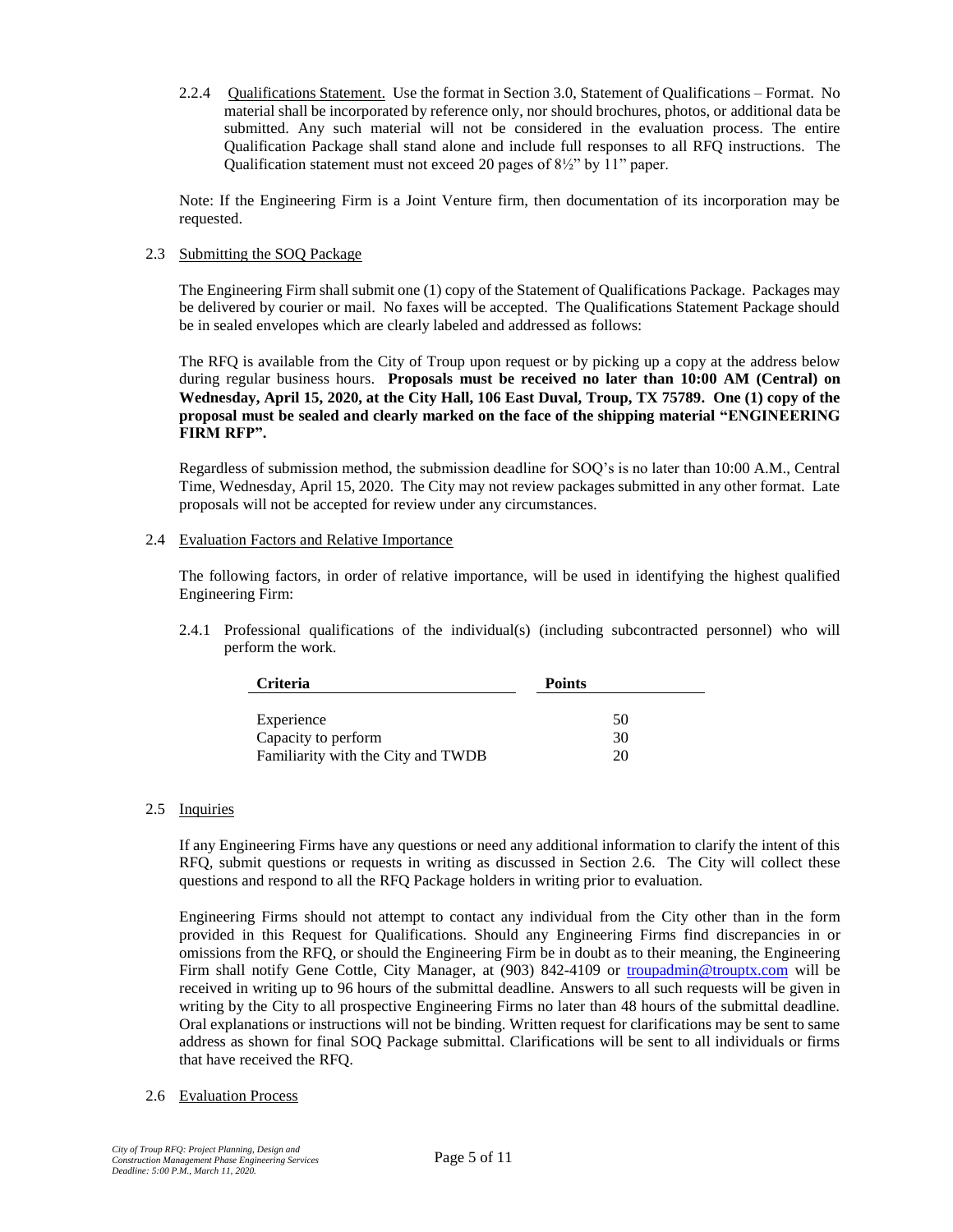2.2.4 Qualifications Statement. Use the format in Section 3.0, Statement of Qualifications – Format. No material shall be incorporated by reference only, nor should brochures, photos, or additional data be submitted. Any such material will not be considered in the evaluation process. The entire Qualification Package shall stand alone and include full responses to all RFQ instructions. The Qualification statement must not exceed 20 pages of 8½" by 11" paper.

Note: If the Engineering Firm is a Joint Venture firm, then documentation of its incorporation may be requested.

## 2.3 Submitting the SOQ Package

The Engineering Firm shall submit one (1) copy of the Statement of Qualifications Package. Packages may be delivered by courier or mail. No faxes will be accepted. The Qualifications Statement Package should be in sealed envelopes which are clearly labeled and addressed as follows:

The RFQ is available from the City of Troup upon request or by picking up a copy at the address below during regular business hours. **Proposals must be received no later than 10:00 AM (Central) on Wednesday, April 15, 2020, at the City Hall, 106 East Duval, Troup, TX 75789. One (1) copy of the proposal must be sealed and clearly marked on the face of the shipping material "ENGINEERING FIRM RFP".**

Regardless of submission method, the submission deadline for SOQ's is no later than 10:00 A.M., Central Time, Wednesday, April 15, 2020. The City may not review packages submitted in any other format. Late proposals will not be accepted for review under any circumstances.

## 2.4 Evaluation Factors and Relative Importance

The following factors, in order of relative importance, will be used in identifying the highest qualified Engineering Firm:

2.4.1 Professional qualifications of the individual(s) (including subcontracted personnel) who will perform the work.

| Criteria | Points |
|---|---|
| Experience | 50 |
| Capacity to perform | 30 |
| Familiarity with the City and TWDB | 20 |

## 2.5 Inquiries

If any Engineering Firms have any questions or need any additional information to clarify the intent of this RFQ, submit questions or requests in writing as discussed in Section 2.6. The City will collect these questions and respond to all the RFQ Package holders in writing prior to evaluation.

Engineering Firms should not attempt to contact any individual from the City other than in the form provided in this Request for Qualifications. Should any Engineering Firms find discrepancies in or omissions from the RFQ, or should the Engineering Firm be in doubt as to their meaning, the Engineering Firm shall notify Gene Cottle, City Manager, at (903) 842-4109 or troupadmin@trouptx.com will be received in writing up to 96 hours of the submittal deadline. Answers to all such requests will be given in writing by the City to all prospective Engineering Firms no later than 48 hours of the submittal deadline. Oral explanations or instructions will not be binding. Written request for clarifications may be sent to same address as shown for final SOQ Package submittal. Clarifications will be sent to all individuals or firms that have received the RFQ.

## 2.6 Evaluation Process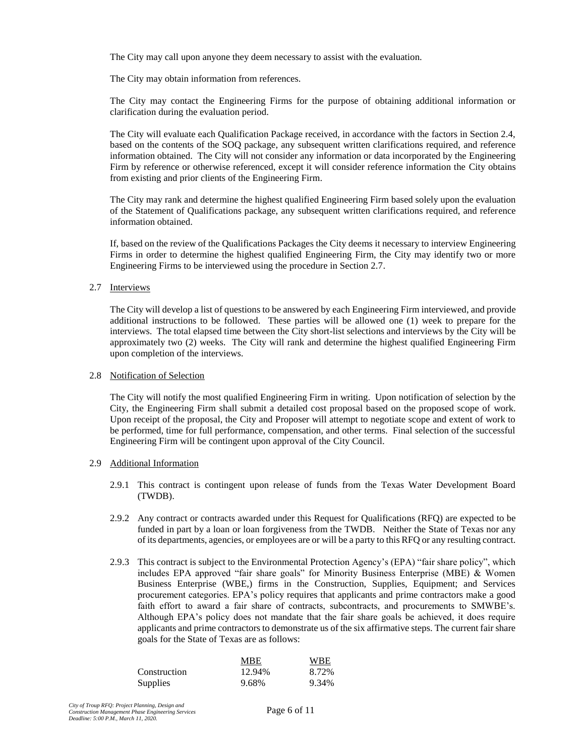The City may call upon anyone they deem necessary to assist with the evaluation.

The City may obtain information from references.

The City may contact the Engineering Firms for the purpose of obtaining additional information or clarification during the evaluation period.

The City will evaluate each Qualification Package received, in accordance with the factors in Section 2.4, based on the contents of the SOQ package, any subsequent written clarifications required, and reference information obtained. The City will not consider any information or data incorporated by the Engineering Firm by reference or otherwise referenced, except it will consider reference information the City obtains from existing and prior clients of the Engineering Firm.

The City may rank and determine the highest qualified Engineering Firm based solely upon the evaluation of the Statement of Qualifications package, any subsequent written clarifications required, and reference information obtained.

If, based on the review of the Qualifications Packages the City deems it necessary to interview Engineering Firms in order to determine the highest qualified Engineering Firm, the City may identify two or more Engineering Firms to be interviewed using the procedure in Section 2.7.

## 2.7 Interviews

The City will develop a list of questions to be answered by each Engineering Firm interviewed, and provide additional instructions to be followed. These parties will be allowed one (1) week to prepare for the interviews. The total elapsed time between the City short-list selections and interviews by the City will be approximately two (2) weeks. The City will rank and determine the highest qualified Engineering Firm upon completion of the interviews.

## 2.8 Notification of Selection

The City will notify the most qualified Engineering Firm in writing. Upon notification of selection by the City, the Engineering Firm shall submit a detailed cost proposal based on the proposed scope of work. Upon receipt of the proposal, the City and Proposer will attempt to negotiate scope and extent of work to be performed, time for full performance, compensation, and other terms. Final selection of the successful Engineering Firm will be contingent upon approval of the City Council.

## 2.9 Additional Information

2.9.1 This contract is contingent upon release of funds from the Texas Water Development Board (TWDB).

2.9.2 Any contract or contracts awarded under this Request for Qualifications (RFQ) are expected to be funded in part by a loan or loan forgiveness from the TWDB. Neither the State of Texas nor any of its departments, agencies, or employees are or will be a party to this RFQ or any resulting contract.

2.9.3 This contract is subject to the Environmental Protection Agency's (EPA) "fair share policy", which includes EPA approved "fair share goals" for Minority Business Enterprise (MBE) & Women Business Enterprise (WBE,) firms in the Construction, Supplies, Equipment; and Services procurement categories. EPA's policy requires that applicants and prime contractors make a good faith effort to award a fair share of contracts, subcontracts, and procurements to SMWBE's. Although EPA's policy does not mandate that the fair share goals be achieved, it does require applicants and prime contractors to demonstrate us of the six affirmative steps. The current fair share goals for the State of Texas are as follows:

| | MBE | WBE |
|---|---|---|
| Construction | 12.94% | 8.72% |
| Supplies | 9.68% | 9.34% |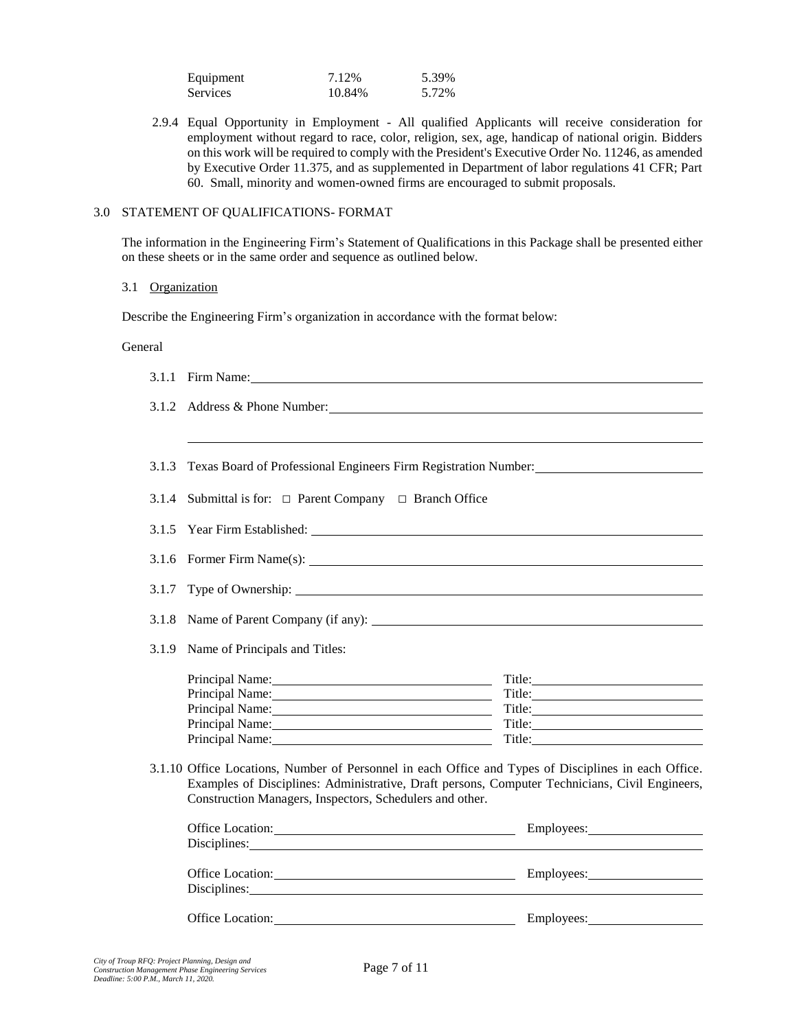| Equipment | 7.12% | 5.39% |
|---|---|---|
| Services | 10.84% | 5.72% |

2.9.4 Equal Opportunity in Employment - All qualified Applicants will receive consideration for employment without regard to race, color, religion, sex, age, handicap of national origin. Bidders on this work will be required to comply with the President's Executive Order No. 11246, as amended by Executive Order 11.375, and as supplemented in Department of labor regulations 41 CFR; Part 60. Small, minority and women-owned firms are encouraged to submit proposals.

## 3.0 STATEMENT OF QUALIFICATIONS- FORMAT

The information in the Engineering Firm's Statement of Qualifications in this Package shall be presented either on these sheets or in the same order and sequence as outlined below.

### 3.1 Organization

Describe the Engineering Firm's organization in accordance with the format below:

General

3.1.1 Firm Name: ______________________________

3.1.2 Address & Phone Number: ______________________________

______________________________

3.1.3 Texas Board of Professional Engineers Firm Registration Number: ______________________________

3.1.4 Submittal is for: □ Parent Company □ Branch Office

3.1.5 Year Firm Established: ______________________________

3.1.6 Former Firm Name(s): ______________________________

3.1.7 Type of Ownership: ______________________________

3.1.8 Name of Parent Company (if any): ______________________________

3.1.9 Name of Principals and Titles:

Principal Name: ______________________________ Title: ______________________________
Principal Name: ______________________________ Title: ______________________________
Principal Name: ______________________________ Title: ______________________________
Principal Name: ______________________________ Title: ______________________________
Principal Name: ______________________________ Title: ______________________________

3.1.10 Office Locations, Number of Personnel in each Office and Types of Disciplines in each Office. Examples of Disciplines: Administrative, Draft persons, Computer Technicians, Civil Engineers, Construction Managers, Inspectors, Schedulers and other.

Office Location: ______________________________ Employees: ______________________________
Disciplines: ______________________________

Office Location: ______________________________ Employees: ______________________________
Disciplines: ______________________________

Office Location: ______________________________ Employees: ______________________________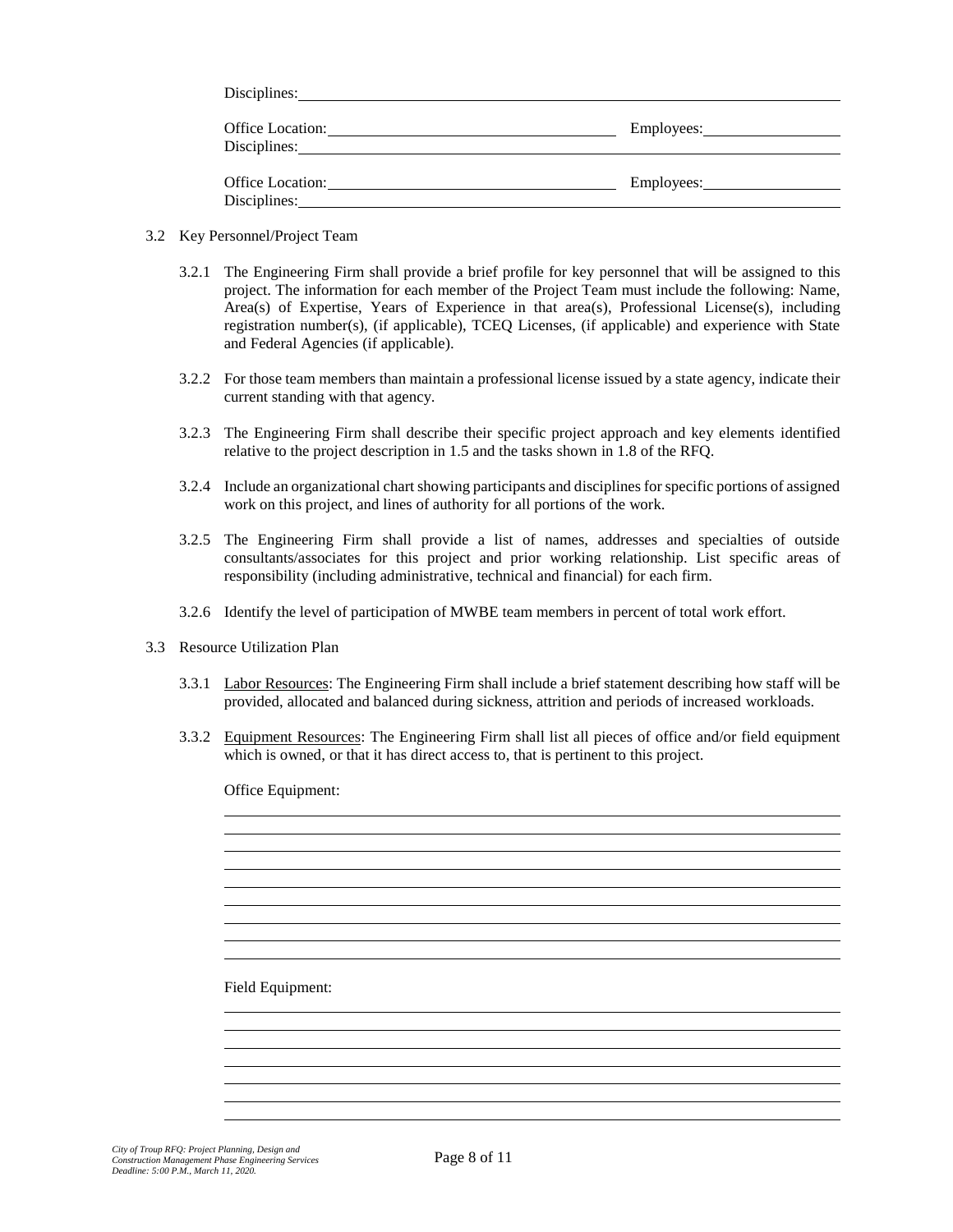Disciplines: ______________________________________________________________

Office Location: ______________________________ Employees: ______________
Disciplines: ______________________________________________________________

Office Location: ______________________________ Employees: ______________
Disciplines: ______________________________________________________________

3.2 Key Personnel/Project Team

3.2.1 The Engineering Firm shall provide a brief profile for key personnel that will be assigned to this project. The information for each member of the Project Team must include the following: Name, Area(s) of Expertise, Years of Experience in that area(s), Professional License(s), including registration number(s), (if applicable), TCEQ Licenses, (if applicable) and experience with State and Federal Agencies (if applicable).

3.2.2 For those team members than maintain a professional license issued by a state agency, indicate their current standing with that agency.

3.2.3 The Engineering Firm shall describe their specific project approach and key elements identified relative to the project description in 1.5 and the tasks shown in 1.8 of the RFQ.

3.2.4 Include an organizational chart showing participants and disciplines for specific portions of assigned work on this project, and lines of authority for all portions of the work.

3.2.5 The Engineering Firm shall provide a list of names, addresses and specialties of outside consultants/associates for this project and prior working relationship. List specific areas of responsibility (including administrative, technical and financial) for each firm.

3.2.6 Identify the level of participation of MWBE team members in percent of total work effort.

3.3 Resource Utilization Plan

3.3.1 Labor Resources: The Engineering Firm shall include a brief statement describing how staff will be provided, allocated and balanced during sickness, attrition and periods of increased workloads.

3.3.2 Equipment Resources: The Engineering Firm shall list all pieces of office and/or field equipment which is owned, or that it has direct access to, that is pertinent to this project.

Office Equipment:

______________________________________________________________
______________________________________________________________
______________________________________________________________
______________________________________________________________
______________________________________________________________
______________________________________________________________
______________________________________________________________
______________________________________________________________
______________________________________________________________

Field Equipment:

______________________________________________________________
______________________________________________________________
______________________________________________________________
______________________________________________________________
______________________________________________________________
______________________________________________________________
______________________________________________________________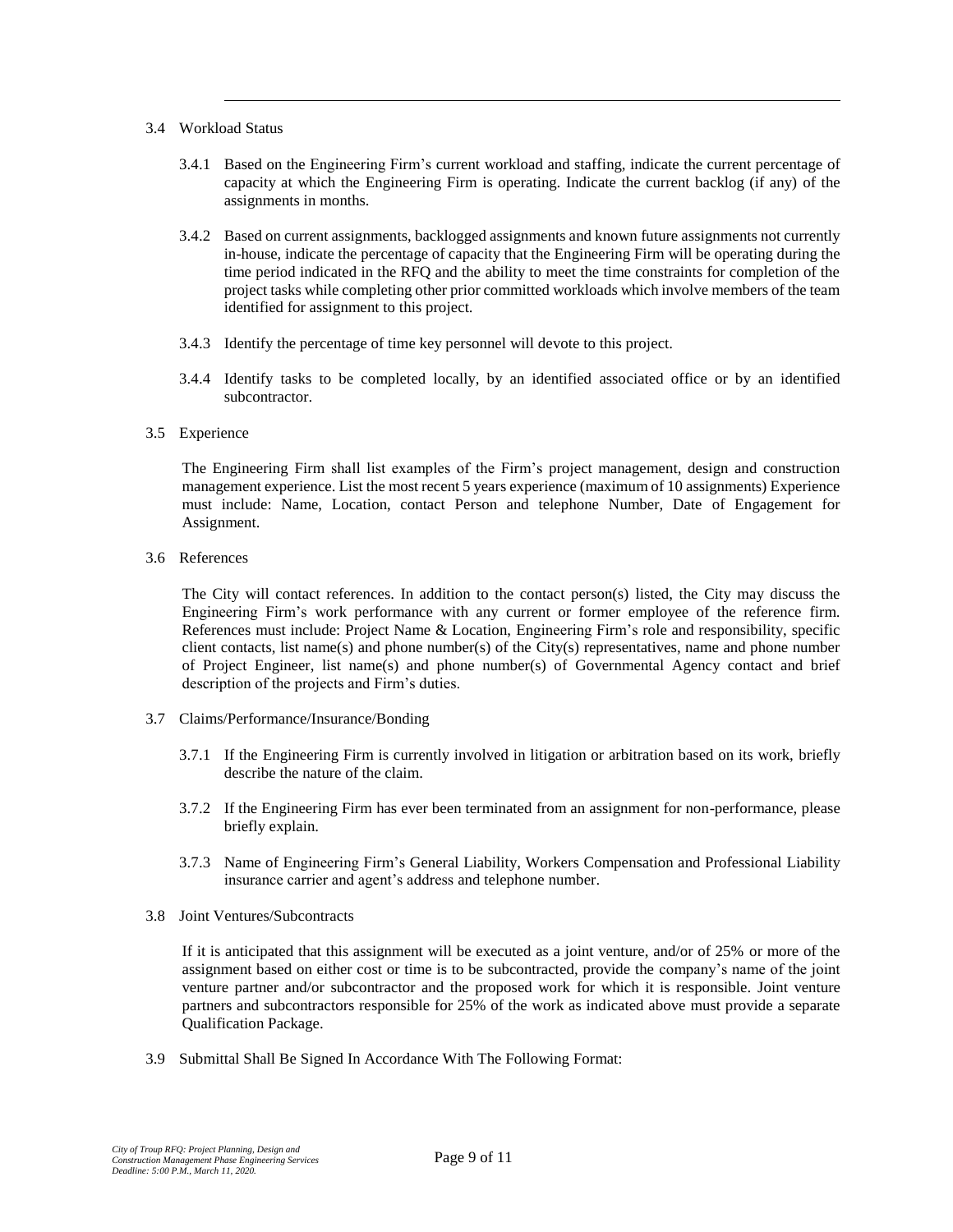3.4 Workload Status

3.4.1 Based on the Engineering Firm's current workload and staffing, indicate the current percentage of capacity at which the Engineering Firm is operating. Indicate the current backlog (if any) of the assignments in months.

3.4.2 Based on current assignments, backlogged assignments and known future assignments not currently in-house, indicate the percentage of capacity that the Engineering Firm will be operating during the time period indicated in the RFQ and the ability to meet the time constraints for completion of the project tasks while completing other prior committed workloads which involve members of the team identified for assignment to this project.

3.4.3 Identify the percentage of time key personnel will devote to this project.

3.4.4 Identify tasks to be completed locally, by an identified associated office or by an identified subcontractor.

3.5 Experience

The Engineering Firm shall list examples of the Firm's project management, design and construction management experience. List the most recent 5 years experience (maximum of 10 assignments) Experience must include: Name, Location, contact Person and telephone Number, Date of Engagement for Assignment.

3.6 References

The City will contact references. In addition to the contact person(s) listed, the City may discuss the Engineering Firm's work performance with any current or former employee of the reference firm. References must include: Project Name & Location, Engineering Firm's role and responsibility, specific client contacts, list name(s) and phone number(s) of the City(s) representatives, name and phone number of Project Engineer, list name(s) and phone number(s) of Governmental Agency contact and brief description of the projects and Firm's duties.

3.7 Claims/Performance/Insurance/Bonding

3.7.1 If the Engineering Firm is currently involved in litigation or arbitration based on its work, briefly describe the nature of the claim.

3.7.2 If the Engineering Firm has ever been terminated from an assignment for non-performance, please briefly explain.

3.7.3 Name of Engineering Firm's General Liability, Workers Compensation and Professional Liability insurance carrier and agent's address and telephone number.

3.8 Joint Ventures/Subcontracts

If it is anticipated that this assignment will be executed as a joint venture, and/or of 25% or more of the assignment based on either cost or time is to be subcontracted, provide the company's name of the joint venture partner and/or subcontractor and the proposed work for which it is responsible. Joint venture partners and subcontractors responsible for 25% of the work as indicated above must provide a separate Qualification Package.

3.9 Submittal Shall Be Signed In Accordance With The Following Format: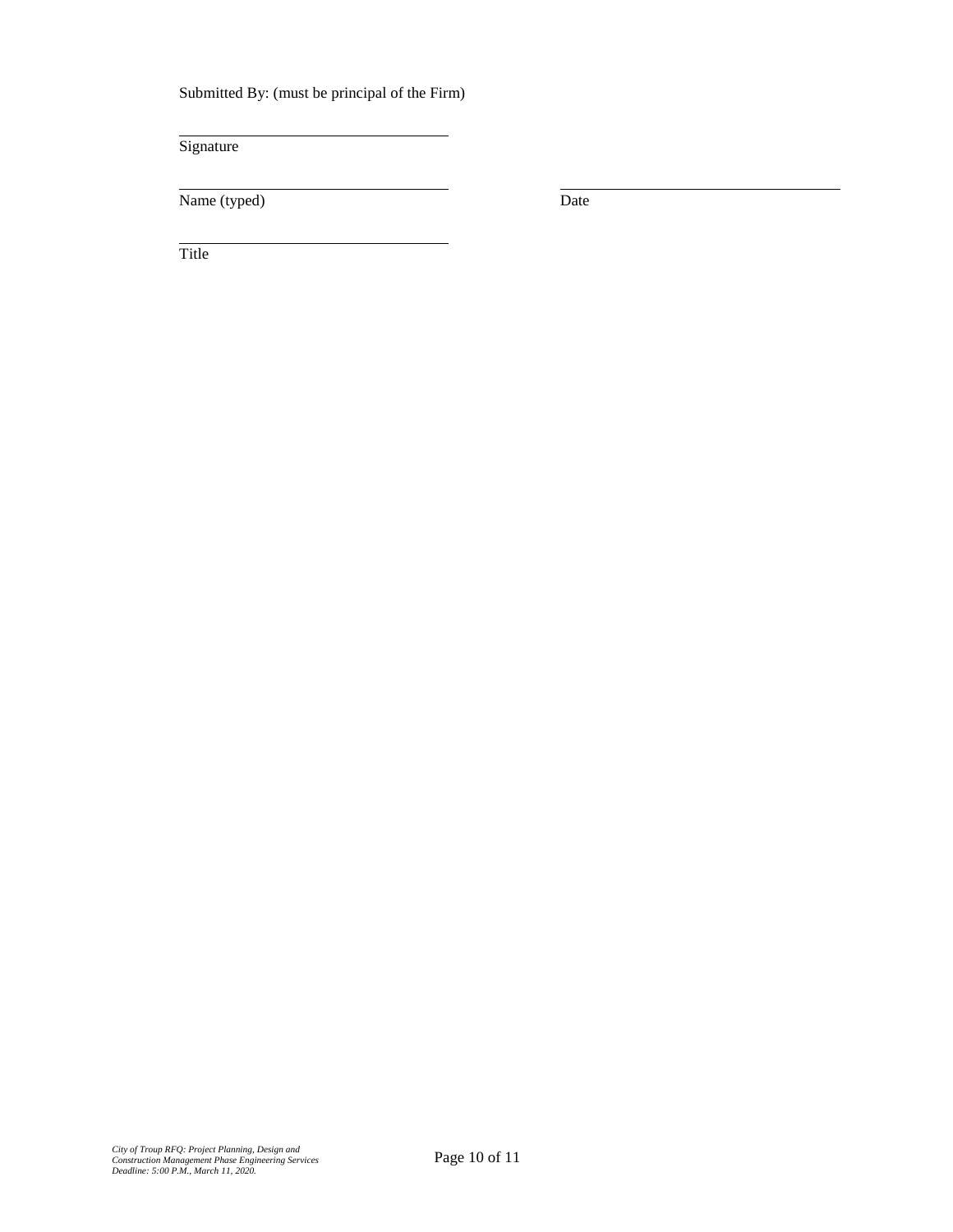Submitted By: (must be principal of the Firm)

\_\_\_\_\_\_\_\_\_\_\_\_\_\_\_\_\_\_\_\_\_\_\_\_\_\_\_\_\_\_\_\_\_\_\_\_
Signature

\_\_\_\_\_\_\_\_\_\_\_\_\_\_\_\_\_\_\_\_\_\_\_\_\_\_\_\_\_\_\_\_\_\_\_\_ \_\_\_\_\_\_\_\_\_\_\_\_\_\_\_\_\_\_\_\_\_\_\_\_\_\_\_\_\_\_\_\_\_\_\_\_
Name (typed) Date

\_\_\_\_\_\_\_\_\_\_\_\_\_\_\_\_\_\_\_\_\_\_\_\_\_\_\_\_\_\_\_\_\_\_\_\_
Title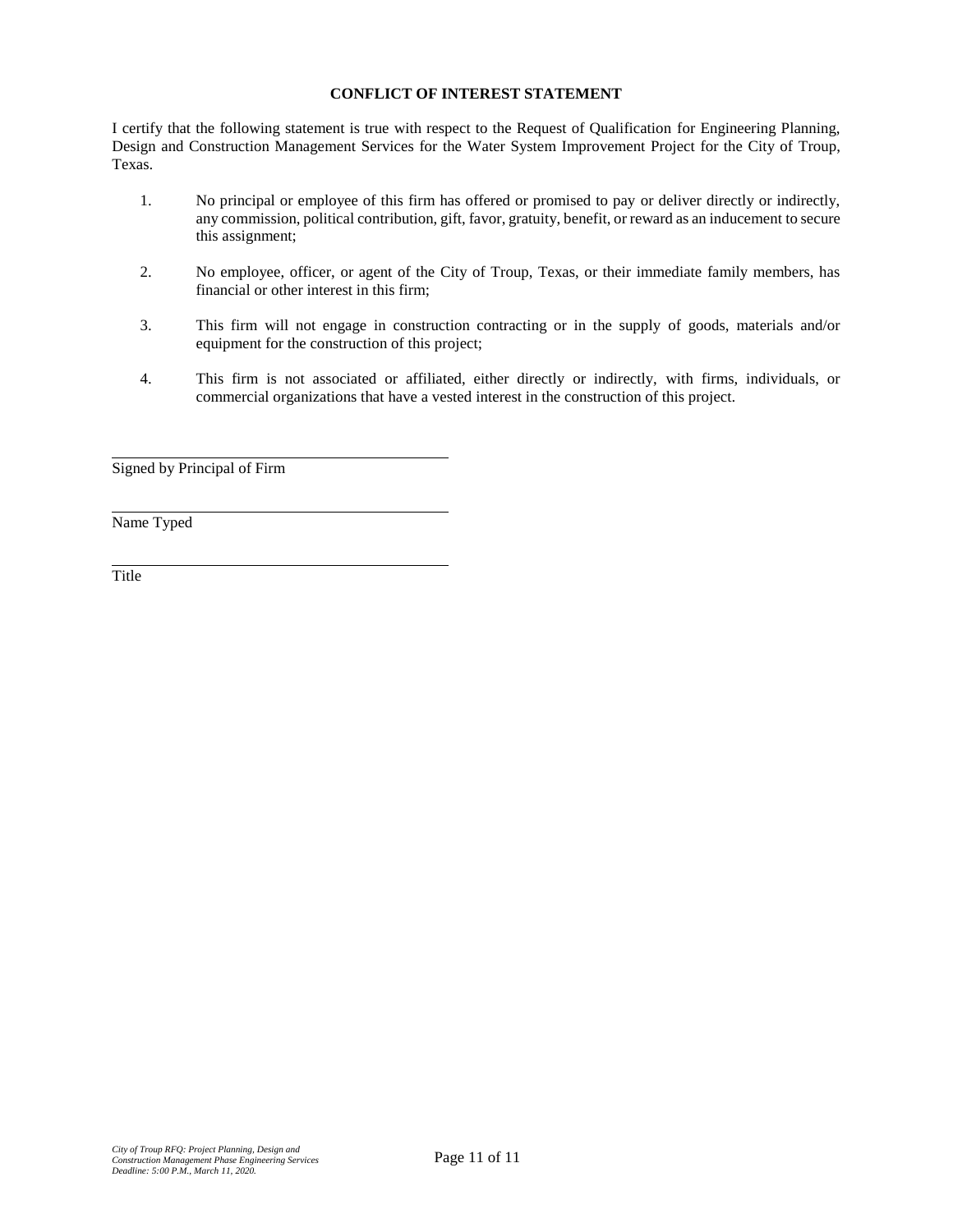**CONFLICT OF INTEREST STATEMENT**

I certify that the following statement is true with respect to the Request of Qualification for Engineering Planning, Design and Construction Management Services for the Water System Improvement Project for the City of Troup, Texas.

1. No principal or employee of this firm has offered or promised to pay or deliver directly or indirectly, any commission, political contribution, gift, favor, gratuity, benefit, or reward as an inducement to secure this assignment;

2. No employee, officer, or agent of the City of Troup, Texas, or their immediate family members, has financial or other interest in this firm;

3. This firm will not engage in construction contracting or in the supply of goods, materials and/or equipment for the construction of this project;

4. This firm is not associated or affiliated, either directly or indirectly, with firms, individuals, or commercial organizations that have a vested interest in the construction of this project.

\_\_\_\_\_\_\_\_\_\_\_\_\_\_\_\_\_\_\_\_\_\_\_\_\_\_\_\_\_\_\_\_\_\_\_\_\_\_\_\_

Signed by Principal of Firm

\_\_\_\_\_\_\_\_\_\_\_\_\_\_\_\_\_\_\_\_\_\_\_\_\_\_\_\_\_\_\_\_\_\_\_\_\_\_\_\_

Name Typed

\_\_\_\_\_\_\_\_\_\_\_\_\_\_\_\_\_\_\_\_\_\_\_\_\_\_\_\_\_\_\_\_\_\_\_\_\_\_\_\_

Title